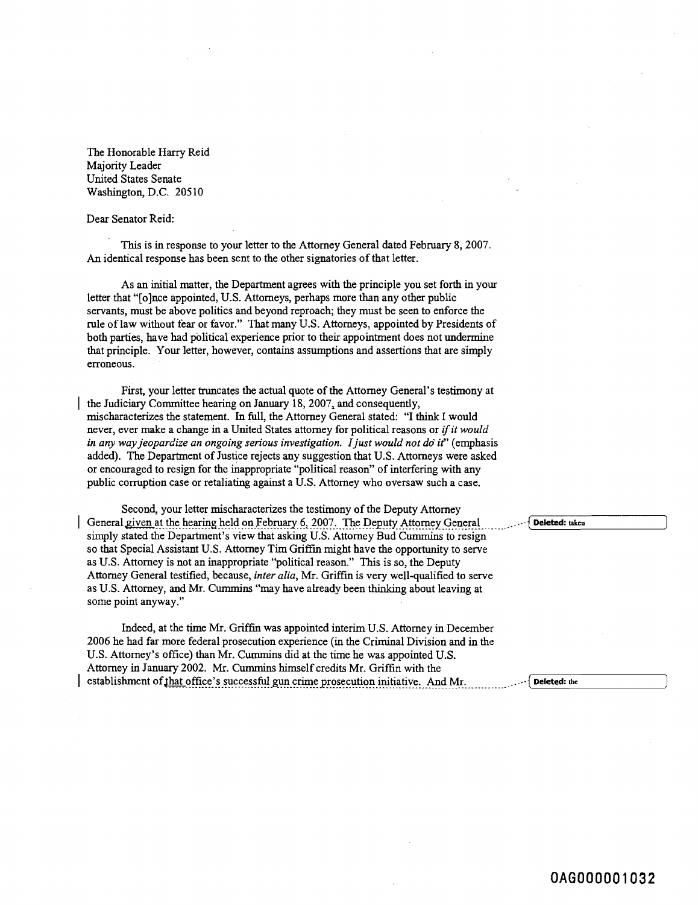The Honorable Harry Reid
Majority Leader
United States Senate
Washington, D.C. 20510

Dear Senator Reid:

This is in response to your letter to the Attorney General dated February 8, 2007. An identical response has been sent to the other signatories of that letter.

As an initial matter, the Department agrees with the principle you set forth in your letter that "[o]nce appointed, U.S. Attorneys, perhaps more than any other public servants, must be above politics and beyond reproach; they must be seen to enforce the rule of law without fear or favor." That many U.S. Attorneys, appointed by Presidents of both parties, have had political experience prior to their appointment does not undermine that principle. Your letter, however, contains assumptions and assertions that are simply erroneous.

First, your letter truncates the actual quote of the Attorney General's testimony at the Judiciary Committee hearing on January 18, 2007, and consequently, mischaracterizes the statement. In full, the Attorney General stated: "I think I would never, ever make a change in a United States attorney for political reasons or *if it would in any way jeopardize an ongoing serious investigation. I just would not do it*" (emphasis added). The Department of Justice rejects any suggestion that U.S. Attorneys were asked or encouraged to resign for the inappropriate "political reason" of interfering with any public corruption case or retaliating against a U.S. Attorney who oversaw such a case.

Second, your letter mischaracterizes the testimony of the Deputy Attorney General given at the hearing held on February 6, 2007. The Deputy Attorney General simply stated the Department's view that asking U.S. Attorney Bud Cummins to resign so that Special Assistant U.S. Attorney Tim Griffin might have the opportunity to serve as U.S. Attorney is not an inappropriate "political reason." This is so, the Deputy Attorney General testified, because, *inter alia*, Mr. Griffin is very well-qualified to serve as U.S. Attorney, and Mr. Cummins "may have already been thinking about leaving at some point anyway."

Indeed, at the time Mr. Griffin was appointed interim U.S. Attorney in December 2006 he had far more federal prosecution experience (in the Criminal Division and in the U.S. Attorney's office) than Mr. Cummins did at the time he was appointed U.S. Attorney in January 2002. Mr. Cummins himself credits Mr. Griffin with the establishment of that office's successful gun crime prosecution initiative. And Mr.

Deleted: taken

Deleted: the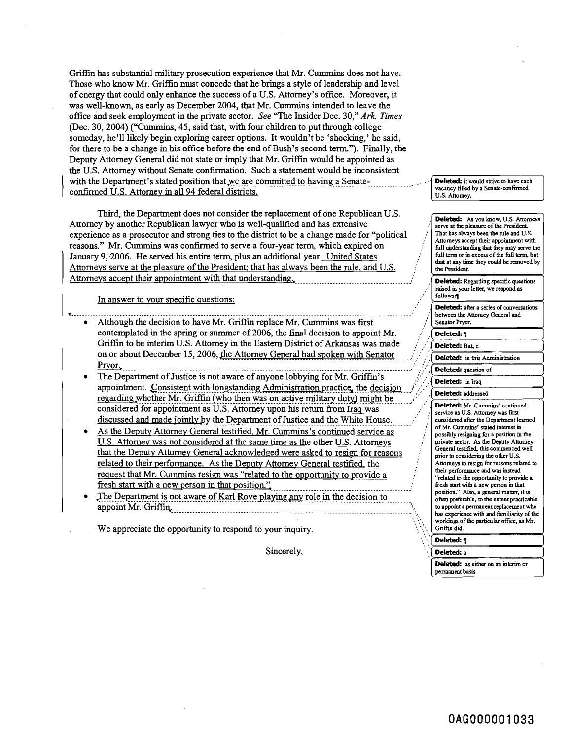Griffin has substantial military prosecution experience that Mr. Cummins does not have. Those who know Mr. Griffin must concede that he brings a style of leadership and level of energy that could only enhance the success of a U.S. Attorney's office. Moreover, it was well-known, as early as December 2004, that Mr. Cummins intended to leave the office and seek employment in the private sector. *See* "The Insider Dec. 30," *Ark. Times* (Dec. 30, 2004) ("Cummins, 45, said that, with four children to put through college someday, he'll likely begin exploring career options. It wouldn't be 'shocking,' he said, for there to be a change in his office before the end of Bush's second term."). Finally, the Deputy Attorney General did not state or imply that Mr. Griffin would be appointed as the U.S. Attorney without Senate confirmation. Such a statement would be inconsistent with the Department's stated position that we are committed to having a Senate-confirmed U.S. Attorney in all 94 federal districts.

Third, the Department does not consider the replacement of one Republican U.S. Attorney by another Republican lawyer who is well-qualified and has extensive experience as a prosecutor and strong ties to the district to be a change made for "political reasons." Mr. Cummins was confirmed to serve a four-year term, which expired on January 9, 2006. He served his entire term, plus an additional year. United States Attorneys serve at the pleasure of the President; that has always been the rule, and U.S. Attorneys accept their appointment with that understanding.

In answer to your specific questions:

- Although the decision to have Mr. Griffin replace Mr. Cummins was first contemplated in the spring or summer of 2006, the final decision to appoint Mr. Griffin to be interim U.S. Attorney in the Eastern District of Arkansas was made on or about December 15, 2006, the Attorney General had spoken with Senator Pryor.
- The Department of Justice is not aware of anyone lobbying for Mr. Griffin's appointment. Consistent with longstanding Administration practice, the decision regarding whether Mr. Griffin (who then was on active military duty) might be considered for appointment as U.S. Attorney upon his return from Iraq was discussed and made jointly by the Department of Justice and the White House.
- As the Deputy Attorney General testified, Mr. Cummins's continued service as U.S. Attorney was not considered at the same time as the other U.S. Attorneys that the Deputy Attorney General acknowledged were asked to resign for reasons related to their performance. As the Deputy Attorney General testified, the request that Mr. Cummins resign was "related to the opportunity to provide a fresh start with a new person in that position."
- The Department is not aware of Karl Rove playing any role in the decision to appoint Mr. Griffin.

We appreciate the opportunity to respond to your inquiry.

Sincerely,

---

**Deleted:** it would strive to have each vacancy filled by a Senate-confirmed U.S. Attorney.

**Deleted:** As you know, U.S. Attorneys serve at the pleasure of the President. That has always been the rule and U.S. Attorneys accept their appointment with full understanding that they may serve the full term or in excess of the full term, but that at any time they could be removed by the President.

**Deleted:** Regarding specific questions raised in your letter, we respond as follows:¶

**Deleted:** after a series of conversations between the Attorney General and Senator Pryor.

**Deleted:** ¶

**Deleted:** But, c

**Deleted:** in this Administration

**Deleted:** question of

**Deleted:** in Iraq

**Deleted:** addressed

**Deleted:** Mr. Cummins' continued service as U.S. Attorney was first considered after the Department learned of Mr. Cummins' stated interest in possibly resigning for a position in the private sector. As the Deputy Attorney General testified, this commenced well prior to considering the other U.S. Attorneys to resign for reasons related to their performance and was instead "related to the opportunity to provide a fresh start with a new person in that position." Also, a general matter, it is often preferable, to the extent practicable, to appoint a permanent replacement who has experience with and familiarity of the workings of the particular office, as Mr. Griffin did.

**Deleted:** ¶

**Deleted:** a

**Deleted:** as either on an interim or permanent basis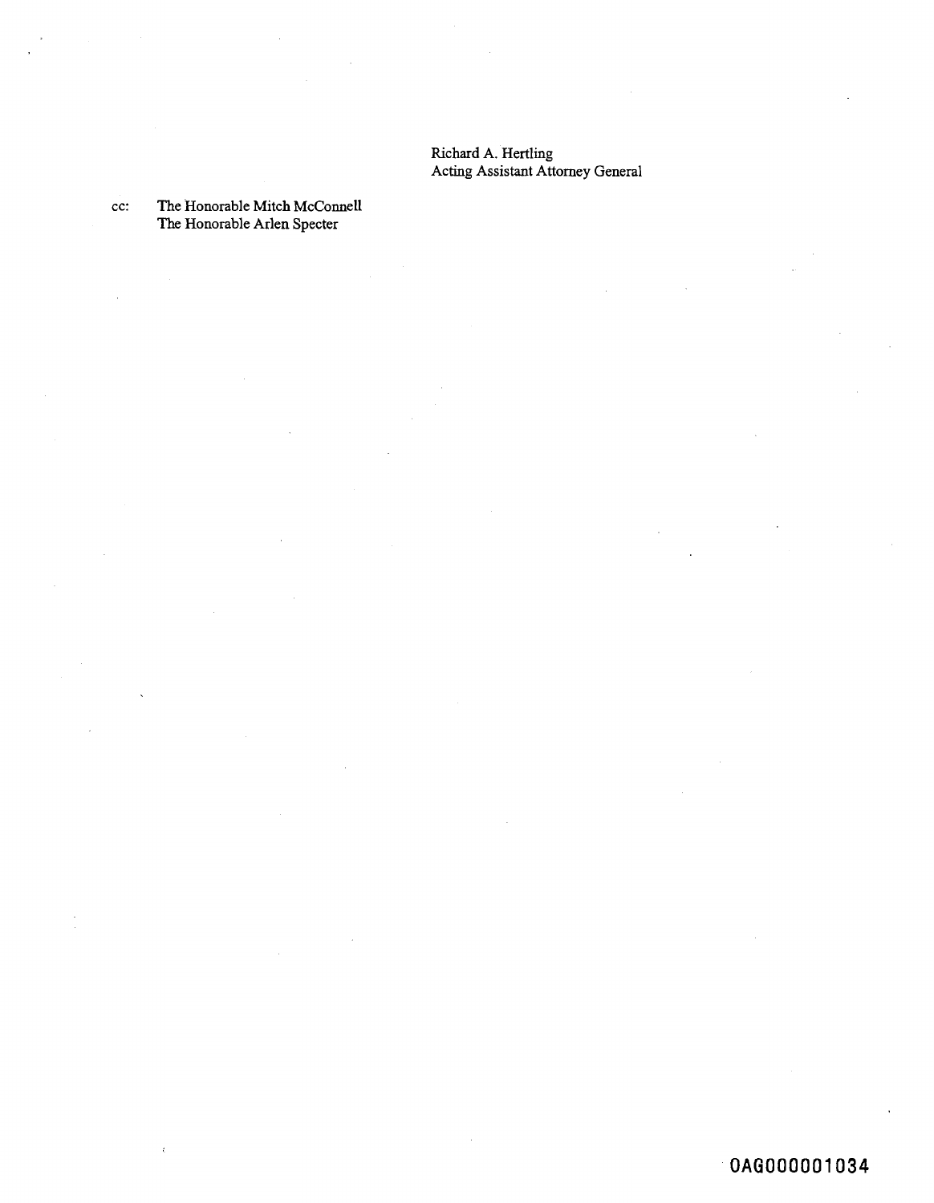Richard A. Hertling
Acting Assistant Attorney General

cc: The Honorable Mitch McConnell
The Honorable Arlen Specter

0AG000001034